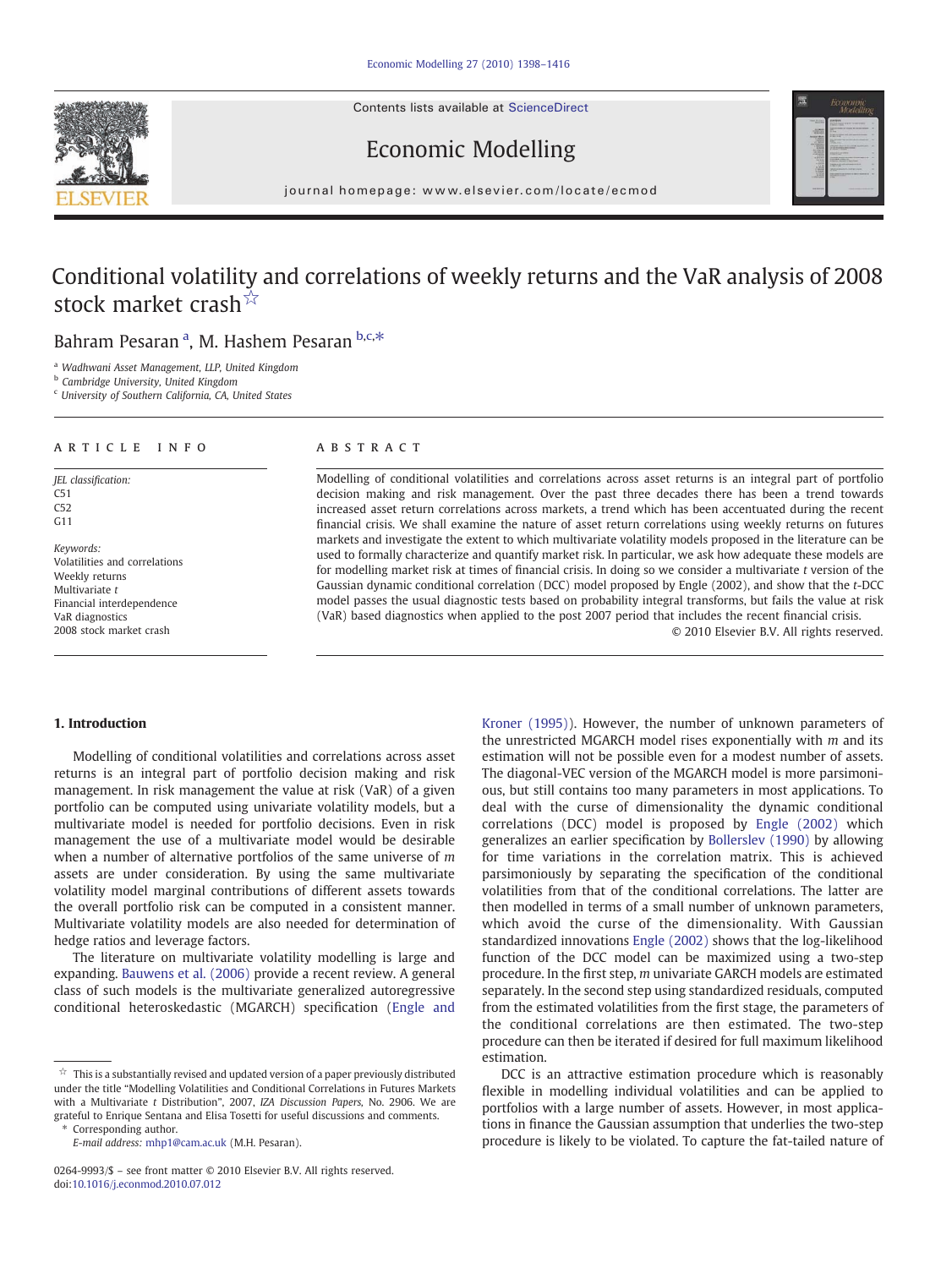# Conditional volatility and correlations of weekly returns and the VaR analysis of 2008 stock market crash ☆

Bahram Pesaran [a], M. Hashem Pesaran [b,c,*]

[a] Wadhwani Asset Management, LLP, United Kingdom
[b] Cambridge University, United Kingdom
[c] University of Southern California, CA, United States

## ARTICLE INFO

*JEL classification:*
C51
C52
G11

*Keywords:*
Volatilities and correlations
Weekly returns
Multivariate *t*
Financial interdependence
VaR diagnostics
2008 stock market crash

## ABSTRACT

Modelling of conditional volatilities and correlations across asset returns is an integral part of portfolio decision making and risk management. Over the past three decades there has been a trend towards increased asset return correlations across markets, a trend which has been accentuated during the recent financial crisis. We shall examine the nature of asset return correlations using weekly returns on futures markets and investigate the extent to which multivariate volatility models proposed in the literature can be used to formally characterize and quantify market risk. In particular, we ask how adequate these models are for modelling market risk at times of financial crisis. In doing so we consider a multivariate *t* version of the Gaussian dynamic conditional correlation (DCC) model proposed by Engle (2002), and show that the *t*-DCC model passes the usual diagnostic tests based on probability integral transforms, but fails the value at risk (VaR) based diagnostics when applied to the post 2007 period that includes the recent financial crisis.

© 2010 Elsevier B.V. All rights reserved.

## 1. Introduction

Modelling of conditional volatilities and correlations across asset returns is an integral part of portfolio decision making and risk management. In risk management the value at risk (VaR) of a given portfolio can be computed using univariate volatility models, but a multivariate model is needed for portfolio decisions. Even in risk management the use of a multivariate model would be desirable when a number of alternative portfolios of the same universe of $m$ assets are under consideration. By using the same multivariate volatility model marginal contributions of different assets towards the overall portfolio risk can be computed in a consistent manner. Multivariate volatility models are also needed for determination of hedge ratios and leverage factors.

The literature on multivariate volatility modelling is large and expanding. Bauwens et al. (2006) provide a recent review. A general class of such models is the multivariate generalized autoregressive conditional heteroskedastic (MGARCH) specification (Engle and Kroner (1995)). However, the number of unknown parameters of the unrestricted MGARCH model rises exponentially with $m$ and its estimation will not be possible even for a modest number of assets. The diagonal-VEC version of the MGARCH model is more parsimonious, but still contains too many parameters in most applications. To deal with the curse of dimensionality the dynamic conditional correlations (DCC) model is proposed by Engle (2002) which generalizes an earlier specification by Bollerslev (1990) by allowing for time variations in the correlation matrix. This is achieved parsimoniously by separating the specification of the conditional volatilities from that of the conditional correlations. The latter are then modelled in terms of a small number of unknown parameters, which avoid the curse of the dimensionality. With Gaussian standardized innovations Engle (2002) shows that the log-likelihood function of the DCC model can be maximized using a two-step procedure. In the first step, $m$ univariate GARCH models are estimated separately. In the second step using standardized residuals, computed from the estimated volatilities from the first stage, the parameters of the conditional correlations are then estimated. The two-step procedure can then be iterated if desired for full maximum likelihood estimation.

DCC is an attractive estimation procedure which is reasonably flexible in modelling individual volatilities and can be applied to portfolios with a large number of assets. However, in most applications in finance the Gaussian assumption that underlies the two-step procedure is likely to be violated. To capture the fat-tailed nature of

☆ This is a substantially revised and updated version of a paper previously distributed under the title "Modelling Volatilities and Conditional Correlations in Futures Markets with a Multivariate t Distribution", 2007, *IZA Discussion Papers*, No. 2906. We are grateful to Enrique Sentana and Elisa Tosetti for useful discussions and comments.

\* Corresponding author.
*E-mail address:* mhp1@cam.ac.uk (M.H. Pesaran).

0264-9993/$ – see front matter © 2010 Elsevier B.V. All rights reserved.
doi:10.1016/j.econmod.2010.07.012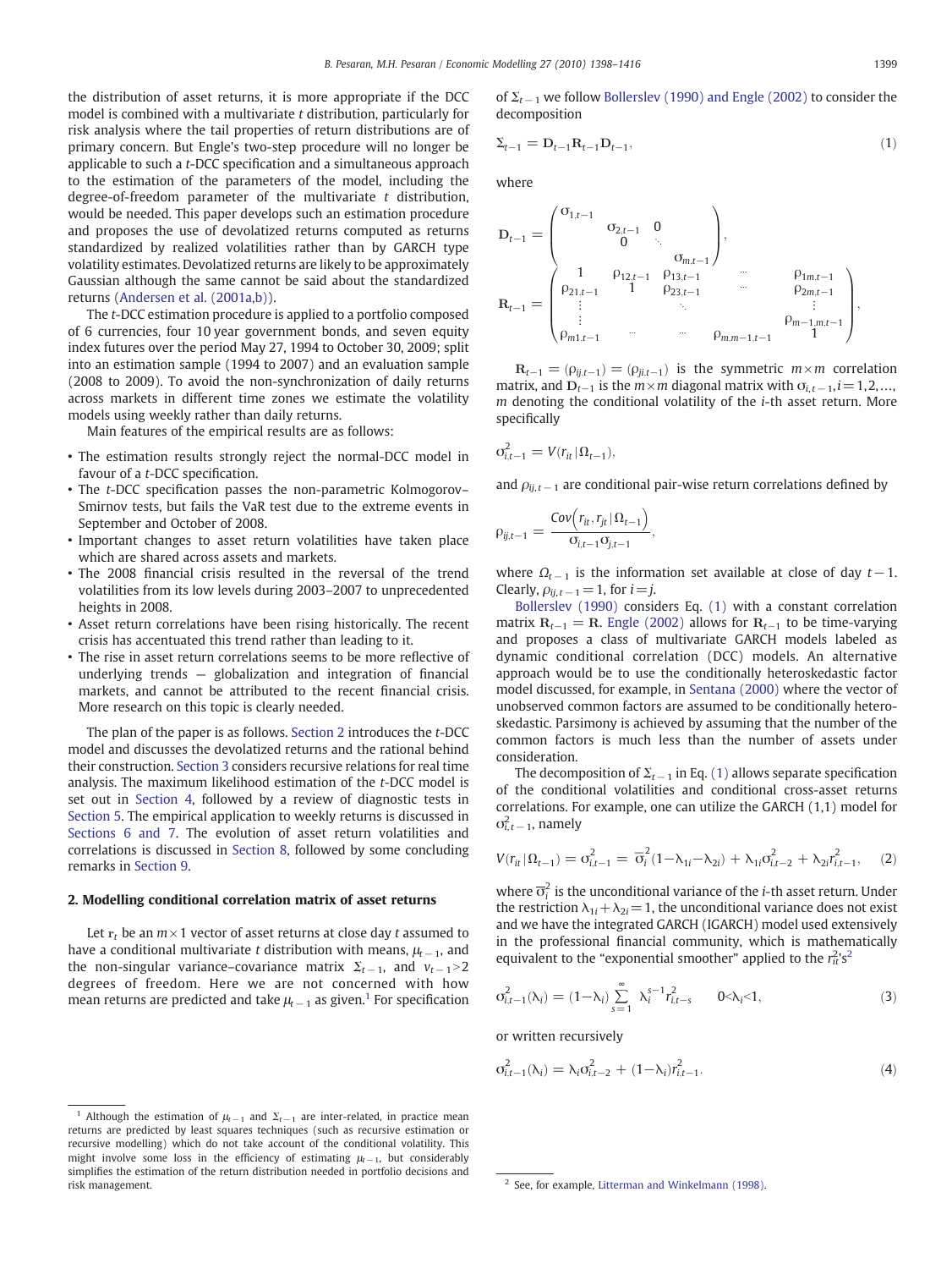the distribution of asset returns, it is more appropriate if the DCC model is combined with a multivariate $t$ distribution, particularly for risk analysis where the tail properties of return distributions are of primary concern. But Engle's two-step procedure will no longer be applicable to such a $t$-DCC specification and a simultaneous approach to the estimation of the parameters of the model, including the degree-of-freedom parameter of the multivariate $t$ distribution, would be needed. This paper develops such an estimation procedure and proposes the use of devolatized returns computed as returns standardized by realized volatilities rather than by GARCH type volatility estimates. Devolatized returns are likely to be approximately Gaussian although the same cannot be said about the standardized returns (Andersen et al. (2001a,b)).

The $t$-DCC estimation procedure is applied to a portfolio composed of 6 currencies, four 10 year government bonds, and seven equity index futures over the period May 27, 1994 to October 30, 2009; split into an estimation sample (1994 to 2007) and an evaluation sample (2008 to 2009). To avoid the non-synchronization of daily returns across markets in different time zones we estimate the volatility models using weekly rather than daily returns.

Main features of the empirical results are as follows:

- The estimation results strongly reject the normal-DCC model in favour of a $t$-DCC specification.
- The $t$-DCC specification passes the non-parametric Kolmogorov–Smirnov tests, but fails the VaR test due to the extreme events in September and October of 2008.
- Important changes to asset return volatilities have taken place which are shared across assets and markets.
- The 2008 financial crisis resulted in the reversal of the trend volatilities from its low levels during 2003–2007 to unprecedented heights in 2008.
- Asset return correlations have been rising historically. The recent crisis has accentuated this trend rather than leading to it.
- The rise in asset return correlations seems to be more reflective of underlying trends — globalization and integration of financial markets, and cannot be attributed to the recent financial crisis. More research on this topic is clearly needed.

The plan of the paper is as follows. Section 2 introduces the $t$-DCC model and discusses the devolatized returns and the rational behind their construction. Section 3 considers recursive relations for real time analysis. The maximum likelihood estimation of the $t$-DCC model is set out in Section 4, followed by a review of diagnostic tests in Section 5. The empirical application to weekly returns is discussed in Sections 6 and 7. The evolution of asset return volatilities and correlations is discussed in Section 8, followed by some concluding remarks in Section 9.

## 2. Modelling conditional correlation matrix of asset returns

Let $\mathbf{r}_t$ be an $m\times 1$ vector of asset returns at close day $t$ assumed to have a conditional multivariate $t$ distribution with means, $\mu_{t-1}$, and the non-singular variance–covariance matrix $\Sigma_{t-1}$, and $v_{t-1}>2$ degrees of freedom. Here we are not concerned with how mean returns are predicted and take $\mu_{t-1}$ as given.[1] For specification of $\Sigma_{t-1}$ we follow Bollerslev (1990) and Engle (2002) to consider the decomposition

$$\Sigma_{t-1} = \mathbf{D}_{t-1}\mathbf{R}_{t-1}\mathbf{D}_{t-1}, \tag{1}$$

where

$$\mathbf{D}_{t-1} = \begin{pmatrix} \sigma_{1,t-1} & & & \\ & \sigma_{2,t-1} & 0 & \\ & 0 & \ddots & \\ & & & \sigma_{m,t-1} \end{pmatrix},$$

$$\mathbf{R}_{t-1} = \begin{pmatrix} 1 & \rho_{12,t-1} & \rho_{13,t-1} & \cdots & \rho_{1m,t-1} \\ \rho_{21,t-1} & 1 & \rho_{23,t-1} & \cdots & \rho_{2m,t-1} \\ \vdots & & \ddots & & \vdots \\ \vdots & & & & \rho_{m-1,m,t-1} \\ \rho_{m1,t-1} & \cdots & \cdots & \rho_{m,m-1,t-1} & 1 \end{pmatrix},$$

$\mathbf{R}_{t-1} = (\rho_{ij,t-1}) = (\rho_{ji,t-1})$ is the symmetric $m\times m$ correlation matrix, and $\mathbf{D}_{t-1}$ is the $m\times m$ diagonal matrix with $\sigma_{i,t-1}, i=1,2,\ldots,m$ denoting the conditional volatility of the $i$-th asset return. More specifically

$$\sigma^2_{i,t-1} = V(r_{it}\,|\,\Omega_{t-1}),$$

and $\rho_{ij,t-1}$ are conditional pair-wise return correlations defined by

$$\rho_{ij,t-1} = \frac{Cov\left(r_{it}, r_{jt}\,|\,\Omega_{t-1}\right)}{\sigma_{i,t-1}\sigma_{j,t-1}},$$

where $\Omega_{t-1}$ is the information set available at close of day $t-1$. Clearly, $\rho_{ij,t-1}=1$, for $i=j$.

Bollerslev (1990) considers Eq. (1) with a constant correlation matrix $\mathbf{R}_{t-1}=\mathbf{R}$. Engle (2002) allows for $\mathbf{R}_{t-1}$ to be time-varying and proposes a class of multivariate GARCH models labeled as dynamic conditional correlation (DCC) models. An alternative approach would be to use the conditionally heteroskedastic factor model discussed, for example, in Sentana (2000) where the vector of unobserved common factors are assumed to be conditionally heteroskedastic. Parsimony is achieved by assuming that the number of the common factors is much less than the number of assets under consideration.

The decomposition of $\Sigma_{t-1}$ in Eq. (1) allows separate specification of the conditional volatilities and conditional cross-asset returns correlations. For example, one can utilize the GARCH (1,1) model for $\sigma^2_{i,t-1}$, namely

$$V(r_{it}\,|\,\Omega_{t-1}) = \sigma^2_{i,t-1} = \bar{\sigma}^2_i(1-\lambda_{1i}-\lambda_{2i}) + \lambda_{1i}\sigma^2_{i,t-2} + \lambda_{2i}r^2_{i,t-1}, \tag{2}$$

where $\bar{\sigma}^2_i$ is the unconditional variance of the $i$-th asset return. Under the restriction $\lambda_{1i}+\lambda_{2i}=1$, the unconditional variance does not exist and we have the integrated GARCH (IGARCH) model used extensively in the professional financial community, which is mathematically equivalent to the "exponential smoother" applied to the $r^2_{it}$'s[2]

$$\sigma^2_{i,t-1}(\lambda_i) = (1-\lambda_i)\sum_{s=1}^{\infty}\lambda_i^{s-1}r^2_{i,t-s} \qquad 0<\lambda_i<1, \tag{3}$$

or written recursively

$$\sigma^2_{i,t-1}(\lambda_i) = \lambda_i\sigma^2_{i,t-2} + (1-\lambda_i)r^2_{i,t-1}. \tag{4}$$

[1] Although the estimation of $\mu_{t-1}$ and $\Sigma_{t-1}$ are inter-related, in practice mean returns are predicted by least squares techniques (such as recursive estimation or recursive modelling) which do not take account of the conditional volatility. This might involve some loss in the efficiency of estimating $\mu_{t-1}$, but considerably simplifies the estimation of the return distribution needed in portfolio decisions and risk management.

[2] See, for example, Litterman and Winkelmann (1998).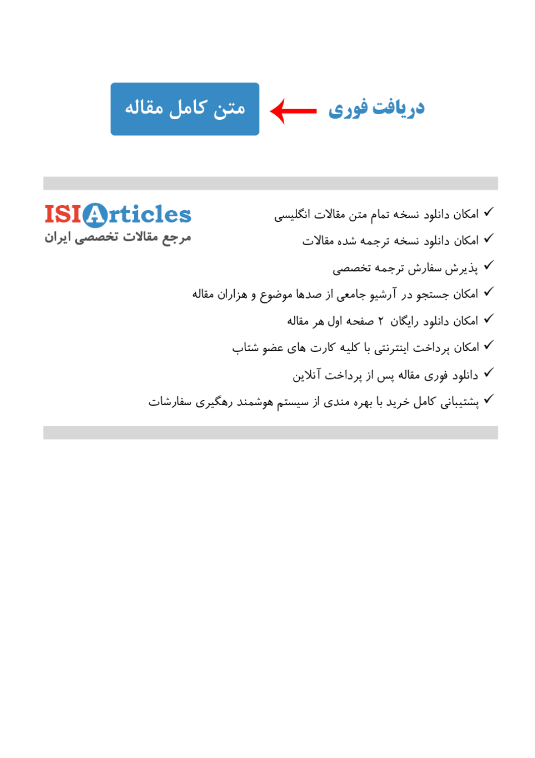دریافت فوری ← متن کامل مقاله

**ISIArticles**
مرجع مقالات تخصصی ایران

- ✓ امکان دانلود نسخه تمام متن مقالات انگلیسی
- ✓ امکان دانلود نسخه ترجمه شده مقالات
- ✓ پذیرش سفارش ترجمه تخصصی
- ✓ امکان جستجو در آرشیو جامعی از صدها موضوع و هزاران مقاله
- ✓ امکان دانلود رایگان ۲ صفحه اول هر مقاله
- ✓ امکان پرداخت اینترنتی با کلیه کارت های عضو شتاب
- ✓ دانلود فوری مقاله پس از پرداخت آنلاین
- ✓ پشتیبانی کامل خرید با بهره مندی از سیستم هوشمند رهگیری سفارشات